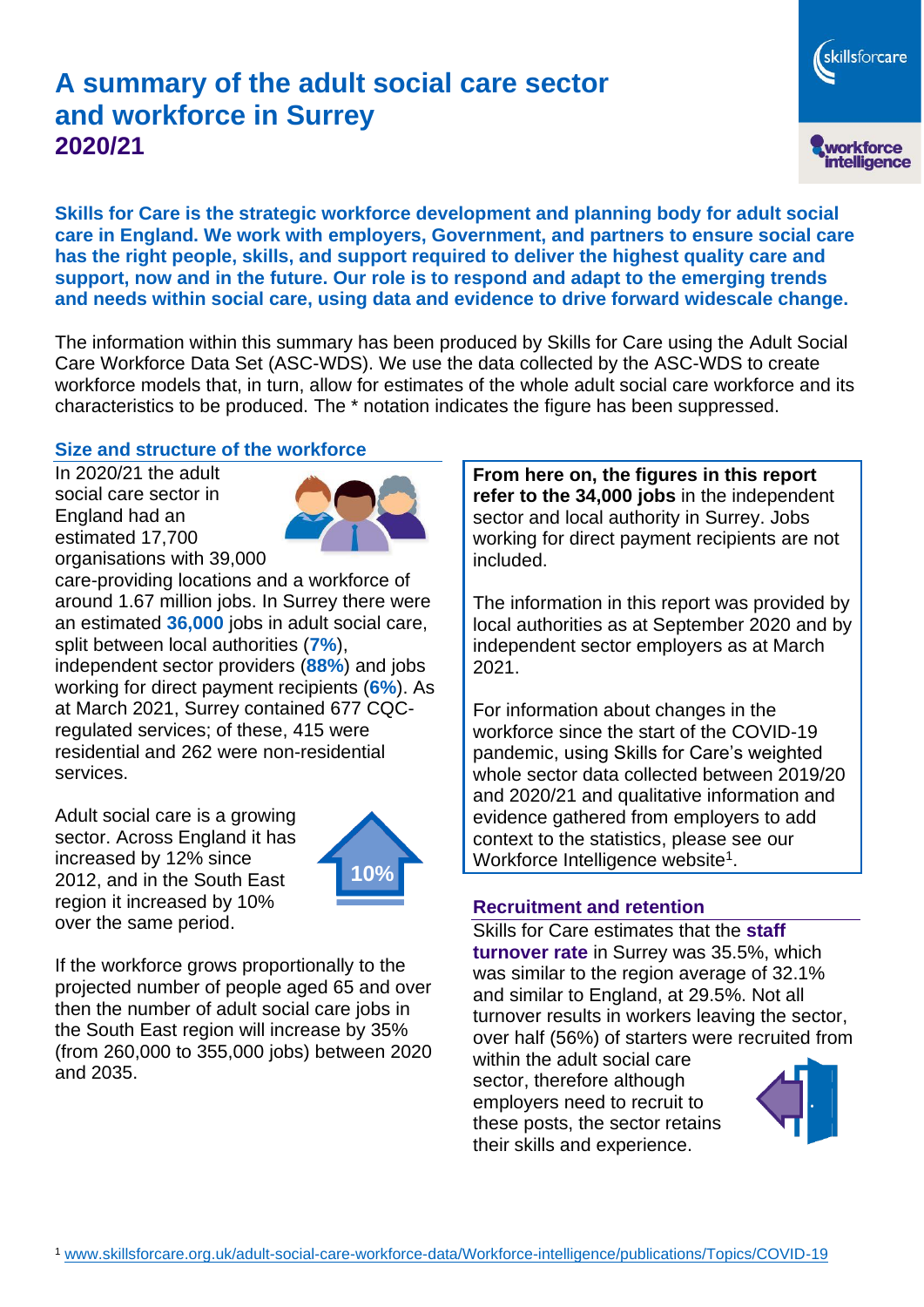# A summary of the adult social care sector and workforce in Surrey 2020/21

**Skills for Care is the strategic workforce development and planning body for adult social care in England. We work with employers, Government, and partners to ensure social care has the right people, skills, and support required to deliver the highest quality care and support, now and in the future. Our role is to respond and adapt to the emerging trends and needs within social care, using data and evidence to drive forward widescale change.**

The information within this summary has been produced by Skills for Care using the Adult Social Care Workforce Data Set (ASC-WDS). We use the data collected by the ASC-WDS to create workforce models that, in turn, allow for estimates of the whole adult social care workforce and its characteristics to be produced. The * notation indicates the figure has been suppressed.

## Size and structure of the workforce

In 2020/21 the adult social care sector in England had an estimated 17,700 organisations with 39,000 care-providing locations and a workforce of around 1.67 million jobs. In Surrey there were an estimated **36,000** jobs in adult social care, split between local authorities (**7%**), independent sector providers (**88%**) and jobs working for direct payment recipients (**6%**). As at March 2021, Surrey contained 677 CQC-regulated services; of these, 415 were residential and 262 were non-residential services.

Adult social care is a growing sector. Across England it has increased by 12% since 2012, and in the South East region it increased by 10% over the same period.

10%

If the workforce grows proportionally to the projected number of people aged 65 and over then the number of adult social care jobs in the South East region will increase by 35% (from 260,000 to 355,000 jobs) between 2020 and 2035.

**From here on, the figures in this report refer to the 34,000 jobs** in the independent sector and local authority in Surrey. Jobs working for direct payment recipients are not included.

The information in this report was provided by local authorities as at September 2020 and by independent sector employers as at March 2021.

For information about changes in the workforce since the start of the COVID-19 pandemic, using Skills for Care's weighted whole sector data collected between 2019/20 and 2020/21 and qualitative information and evidence gathered from employers to add context to the statistics, please see our Workforce Intelligence website[1].

## Recruitment and retention

Skills for Care estimates that the **staff turnover rate** in Surrey was 35.5%, which was similar to the region average of 32.1% and similar to England, at 29.5%. Not all turnover results in workers leaving the sector, over half (56%) of starters were recruited from within the adult social care sector, therefore although employers need to recruit to these posts, the sector retains their skills and experience.

[1] www.skillsforcare.org.uk/adult-social-care-workforce-data/Workforce-intelligence/publications/Topics/COVID-19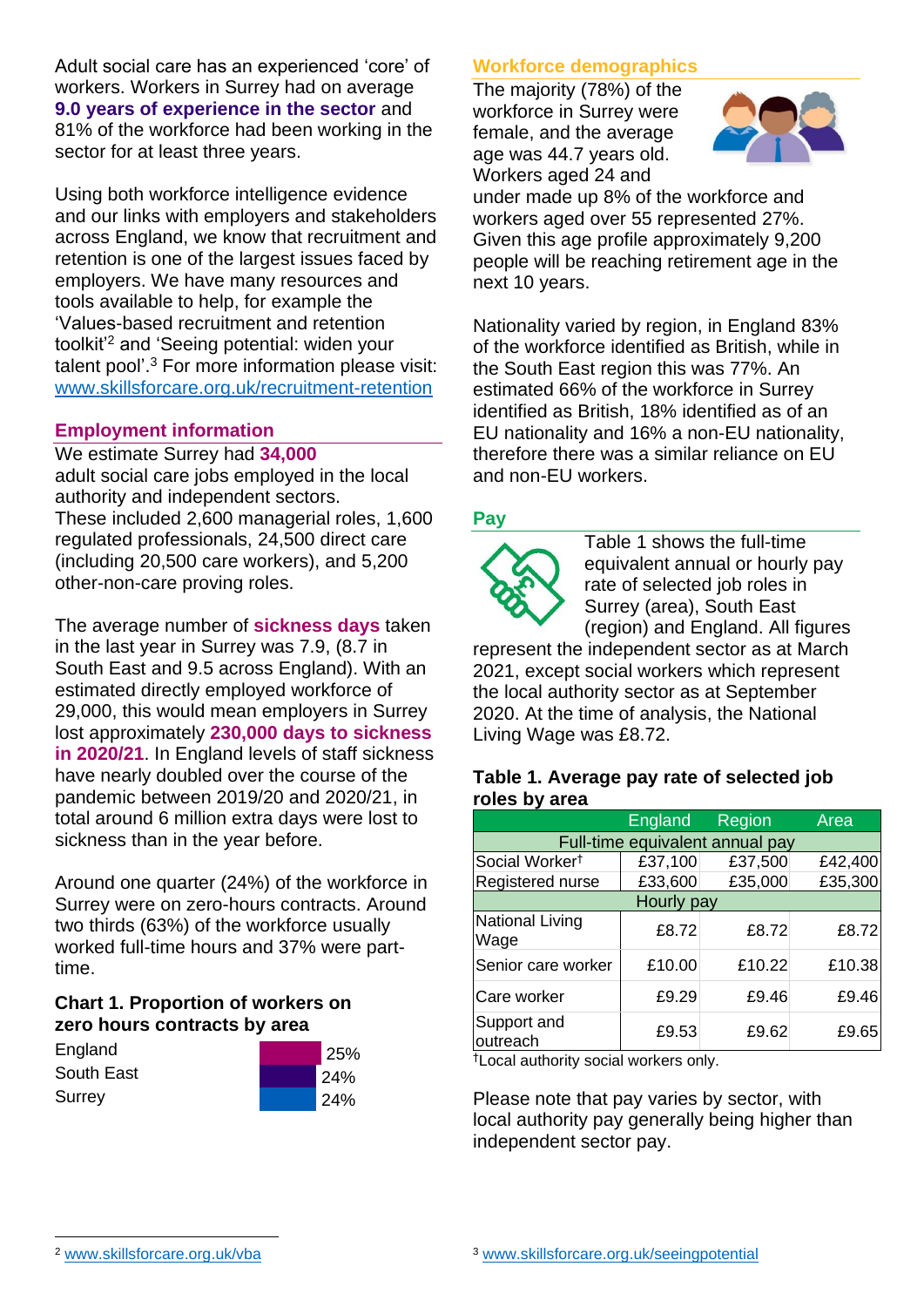Adult social care has an experienced 'core' of workers. Workers in Surrey had on average **9.0 years of experience in the sector** and 81% of the workforce had been working in the sector for at least three years.

Using both workforce intelligence evidence and our links with employers and stakeholders across England, we know that recruitment and retention is one of the largest issues faced by employers. We have many resources and tools available to help, for example the 'Values-based recruitment and retention toolkit'[2] and 'Seeing potential: widen your talent pool'.[3] For more information please visit: www.skillsforcare.org.uk/recruitment-retention

## Employment information

We estimate Surrey had **34,000** adult social care jobs employed in the local authority and independent sectors. These included 2,600 managerial roles, 1,600 regulated professionals, 24,500 direct care (including 20,500 care workers), and 5,200 other-non-care proving roles.

The average number of **sickness days** taken in the last year in Surrey was 7.9, (8.7 in South East and 9.5 across England). With an estimated directly employed workforce of 29,000, this would mean employers in Surrey lost approximately **230,000 days to sickness in 2020/21**. In England levels of staff sickness have nearly doubled over the course of the pandemic between 2019/20 and 2020/21, in total around 6 million extra days were lost to sickness than in the year before.

Around one quarter (24%) of the workforce in Surrey were on zero-hours contracts. Around two thirds (63%) of the workforce usually worked full-time hours and 37% were part-time.

### Chart 1. Proportion of workers on zero hours contracts by area

| Area | Proportion |
|---|---|
| England | 25% |
| South East | 24% |
| Surrey | 24% |

## Workforce demographics

The majority (78%) of the workforce in Surrey were female, and the average age was 44.7 years old. Workers aged 24 and under made up 8% of the workforce and workers aged over 55 represented 27%. Given this age profile approximately 9,200 people will be reaching retirement age in the next 10 years.

Nationality varied by region, in England 83% of the workforce identified as British, while in the South East region this was 77%. An estimated 66% of the workforce in Surrey identified as British, 18% identified as of an EU nationality and 16% a non-EU nationality, therefore there was a similar reliance on EU and non-EU workers.

## Pay

Table 1 shows the full-time equivalent annual or hourly pay rate of selected job roles in Surrey (area), South East (region) and England. All figures represent the independent sector as at March 2021, except social workers which represent the local authority sector as at September 2020. At the time of analysis, the National Living Wage was £8.72.

### Table 1. Average pay rate of selected job roles by area

| | England | Region | Area |
|---|---|---|---|
| **Full-time equivalent annual pay** | | | |
| Social Worker† | £37,100 | £37,500 | £42,400 |
| Registered nurse | £33,600 | £35,000 | £35,300 |
| **Hourly pay** | | | |
| National Living Wage | £8.72 | £8.72 | £8.72 |
| Senior care worker | £10.00 | £10.22 | £10.38 |
| Care worker | £9.29 | £9.46 | £9.46 |
| Support and outreach | £9.53 | £9.62 | £9.65 |

†Local authority social workers only.

Please note that pay varies by sector, with local authority pay generally being higher than independent sector pay.

[2] www.skillsforcare.org.uk/vba

[3] www.skillsforcare.org.uk/seeingpotential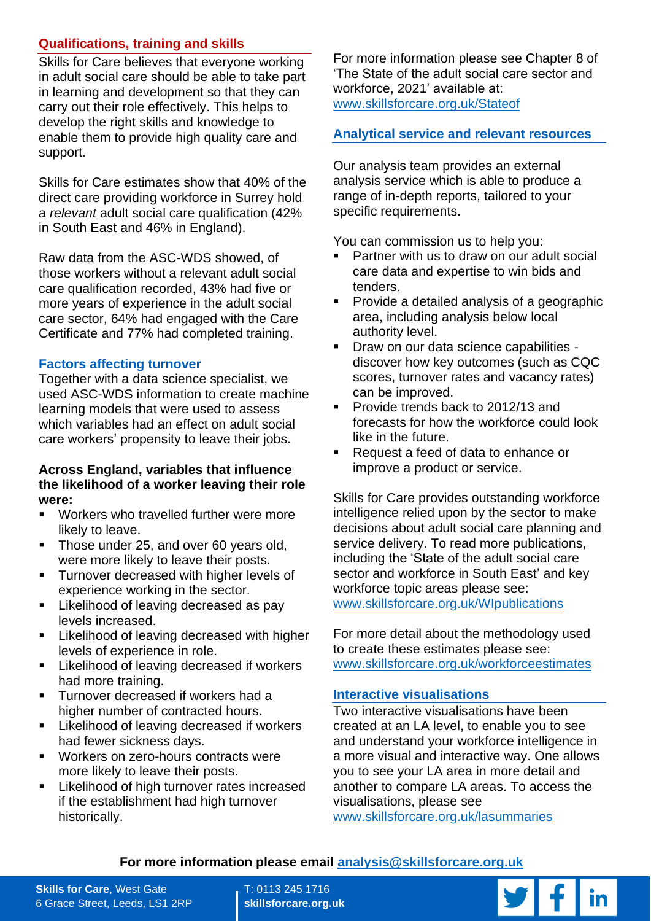## Qualifications, training and skills

Skills for Care believes that everyone working in adult social care should be able to take part in learning and development so that they can carry out their role effectively. This helps to develop the right skills and knowledge to enable them to provide high quality care and support.

Skills for Care estimates show that 40% of the direct care providing workforce in Surrey hold a *relevant* adult social care qualification (42% in South East and 46% in England).

Raw data from the ASC-WDS showed, of those workers without a relevant adult social care qualification recorded, 43% had five or more years of experience in the adult social care sector, 64% had engaged with the Care Certificate and 77% had completed training.

## Factors affecting turnover

Together with a data science specialist, we used ASC-WDS information to create machine learning models that were used to assess which variables had an effect on adult social care workers' propensity to leave their jobs.

**Across England, variables that influence the likelihood of a worker leaving their role were:**

- Workers who travelled further were more likely to leave.
- Those under 25, and over 60 years old, were more likely to leave their posts.
- Turnover decreased with higher levels of experience working in the sector.
- Likelihood of leaving decreased as pay levels increased.
- Likelihood of leaving decreased with higher levels of experience in role.
- Likelihood of leaving decreased if workers had more training.
- Turnover decreased if workers had a higher number of contracted hours.
- Likelihood of leaving decreased if workers had fewer sickness days.
- Workers on zero-hours contracts were more likely to leave their posts.
- Likelihood of high turnover rates increased if the establishment had high turnover historically.

For more information please see Chapter 8 of 'The State of the adult social care sector and workforce, 2021' available at: www.skillsforcare.org.uk/Stateof

## Analytical service and relevant resources

Our analysis team provides an external analysis service which is able to produce a range of in-depth reports, tailored to your specific requirements.

You can commission us to help you:

- Partner with us to draw on our adult social care data and expertise to win bids and tenders.
- Provide a detailed analysis of a geographic area, including analysis below local authority level.
- Draw on our data science capabilities - discover how key outcomes (such as CQC scores, turnover rates and vacancy rates) can be improved.
- Provide trends back to 2012/13 and forecasts for how the workforce could look like in the future.
- Request a feed of data to enhance or improve a product or service.

Skills for Care provides outstanding workforce intelligence relied upon by the sector to make decisions about adult social care planning and service delivery. To read more publications, including the 'State of the adult social care sector and workforce in South East' and key workforce topic areas please see: www.skillsforcare.org.uk/WIpublications

For more detail about the methodology used to create these estimates please see: www.skillsforcare.org.uk/workforceestimates

## Interactive visualisations

Two interactive visualisations have been created at an LA level, to enable you to see and understand your workforce intelligence in a more visual and interactive way. One allows you to see your LA area in more detail and another to compare LA areas. To access the visualisations, please see www.skillsforcare.org.uk/lasummaries

**For more information please email analysis@skillsforcare.org.uk**

**Skills for Care**, West Gate
6 Grace Street, Leeds, LS1 2RP

T: 0113 245 1716
**skillsforcare.org.uk**